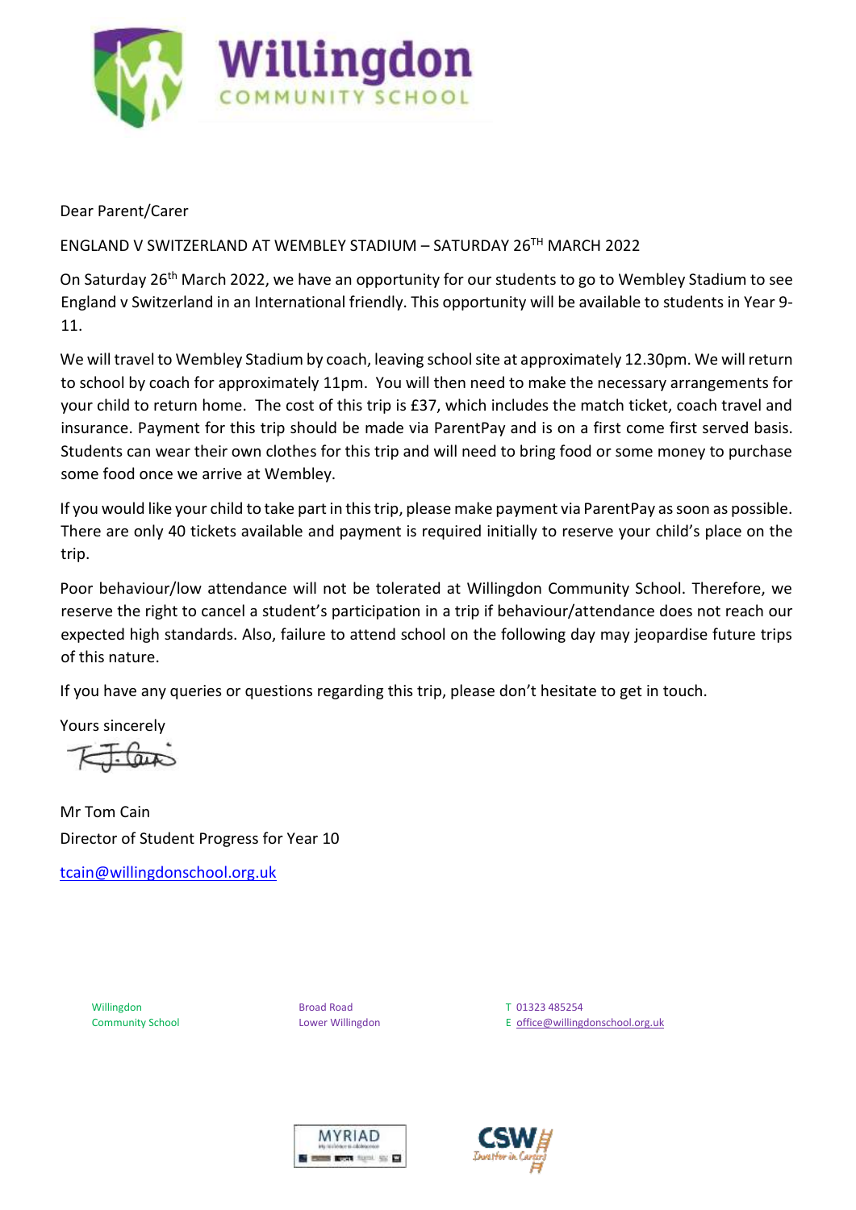# Willingdon
COMMUNITY SCHOOL

Dear Parent/Carer

ENGLAND V SWITZERLAND AT WEMBLEY STADIUM – SATURDAY 26TH MARCH 2022

On Saturday 26th March 2022, we have an opportunity for our students to go to Wembley Stadium to see England v Switzerland in an International friendly. This opportunity will be available to students in Year 9-11.

We will travel to Wembley Stadium by coach, leaving school site at approximately 12.30pm. We will return to school by coach for approximately 11pm. You will then need to make the necessary arrangements for your child to return home. The cost of this trip is £37, which includes the match ticket, coach travel and insurance. Payment for this trip should be made via ParentPay and is on a first come first served basis. Students can wear their own clothes for this trip and will need to bring food or some money to purchase some food once we arrive at Wembley.

If you would like your child to take part in this trip, please make payment via ParentPay as soon as possible. There are only 40 tickets available and payment is required initially to reserve your child's place on the trip.

Poor behaviour/low attendance will not be tolerated at Willingdon Community School. Therefore, we reserve the right to cancel a student's participation in a trip if behaviour/attendance does not reach our expected high standards. Also, failure to attend school on the following day may jeopardise future trips of this nature.

If you have any queries or questions regarding this trip, please don't hesitate to get in touch.

Yours sincerely

Mr Tom Cain
Director of Student Progress for Year 10

tcain@willingdonschool.org.uk

Willingdon Community School
Broad Road, Lower Willingdon
T 01323 485254
E office@willingdonschool.org.uk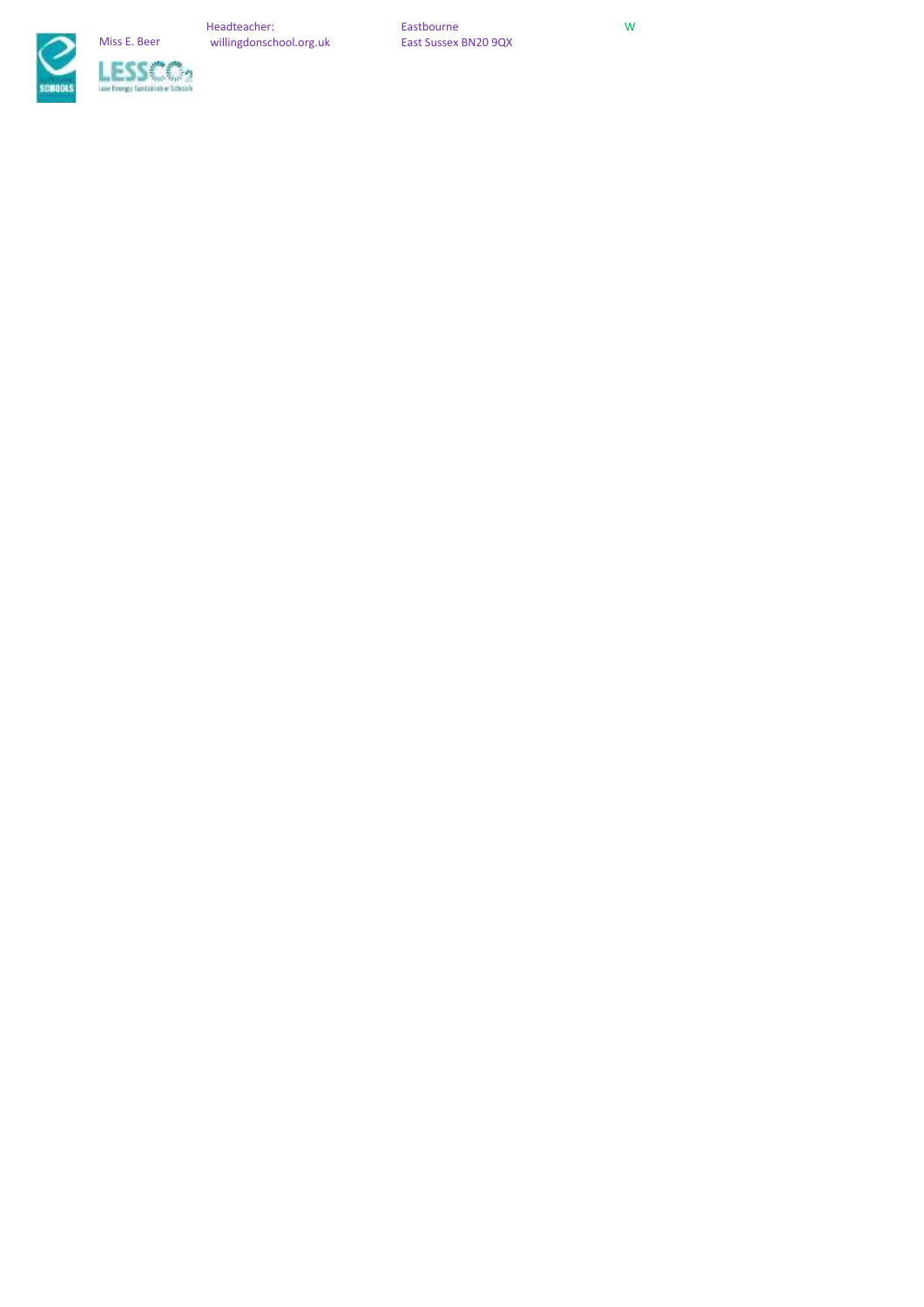Headteacher:
Miss E. Beer

willingdonschool.org.uk

Eastbourne
East Sussex BN20 9QX

W

LESSCO2
Low Energy Sustainable Schools